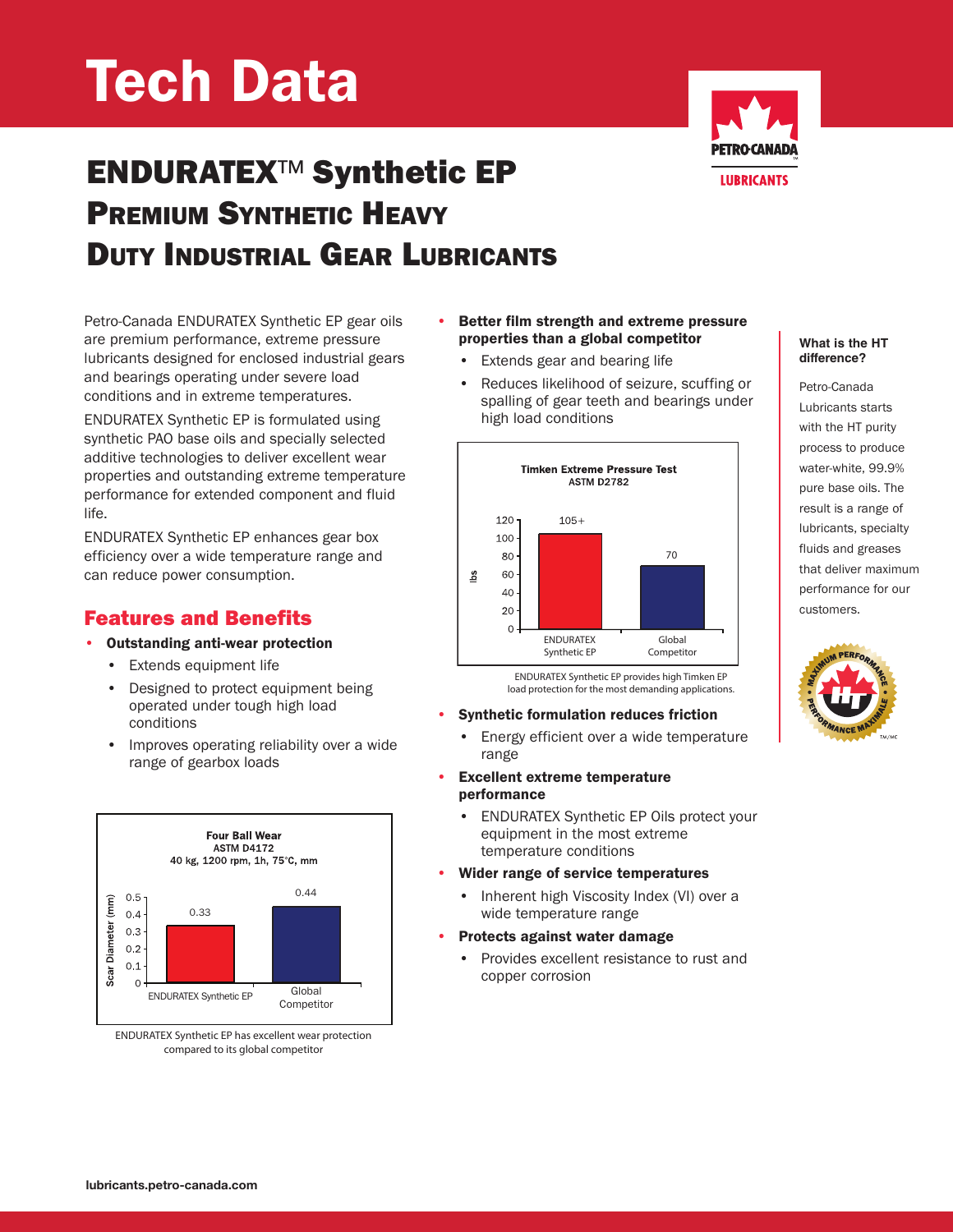# Tech Data

# ENDURATEX™ Synthetic EP

## Premium Synthetic Heavy Duty Industrial Gear Lubricants

Petro-Canada ENDURATEX Synthetic EP gear oils are premium performance, extreme pressure lubricants designed for enclosed industrial gears and bearings operating under severe load conditions and in extreme temperatures.

ENDURATEX Synthetic EP is formulated using synthetic PAO base oils and specially selected additive technologies to deliver excellent wear properties and outstanding extreme temperature performance for extended component and fluid life.

ENDURATEX Synthetic EP enhances gear box efficiency over a wide temperature range and can reduce power consumption.

## Features and Benefits

- **Outstanding anti-wear protection**
  - Extends equipment life
  - Designed to protect equipment being operated under tough high load conditions
  - Improves operating reliability over a wide range of gearbox loads

**Four Ball Wear**
ASTM D4172
40 kg, 1200 rpm, 1h, 75°C, mm

| | Scar Diameter (mm) |
|---|---|
| ENDURATEX Synthetic EP | 0.33 |
| Global Competitor | 0.44 |

ENDURATEX Synthetic EP has excellent wear protection compared to its global competitor

- **Better film strength and extreme pressure properties than a global competitor**
  - Extends gear and bearing life
  - Reduces likelihood of seizure, scuffing or spalling of gear teeth and bearings under high load conditions

**Timken Extreme Pressure Test**
ASTM D2782

| | lbs |
|---|---|
| ENDURATEX Synthetic EP | 105+ |
| Global Competitor | 70 |

ENDURATEX Synthetic EP provides high Timken EP load protection for the most demanding applications.

- **Synthetic formulation reduces friction**
  - Energy efficient over a wide temperature range
- **Excellent extreme temperature performance**
  - ENDURATEX Synthetic EP Oils protect your equipment in the most extreme temperature conditions
- **Wider range of service temperatures**
  - Inherent high Viscosity Index (VI) over a wide temperature range
- **Protects against water damage**
  - Provides excellent resistance to rust and copper corrosion

**What is the HT difference?**

Petro-Canada Lubricants starts with the HT purity process to produce water-white, 99.9% pure base oils. The result is a range of lubricants, specialty fluids and greases that deliver maximum performance for our customers.

lubricants.petro-canada.com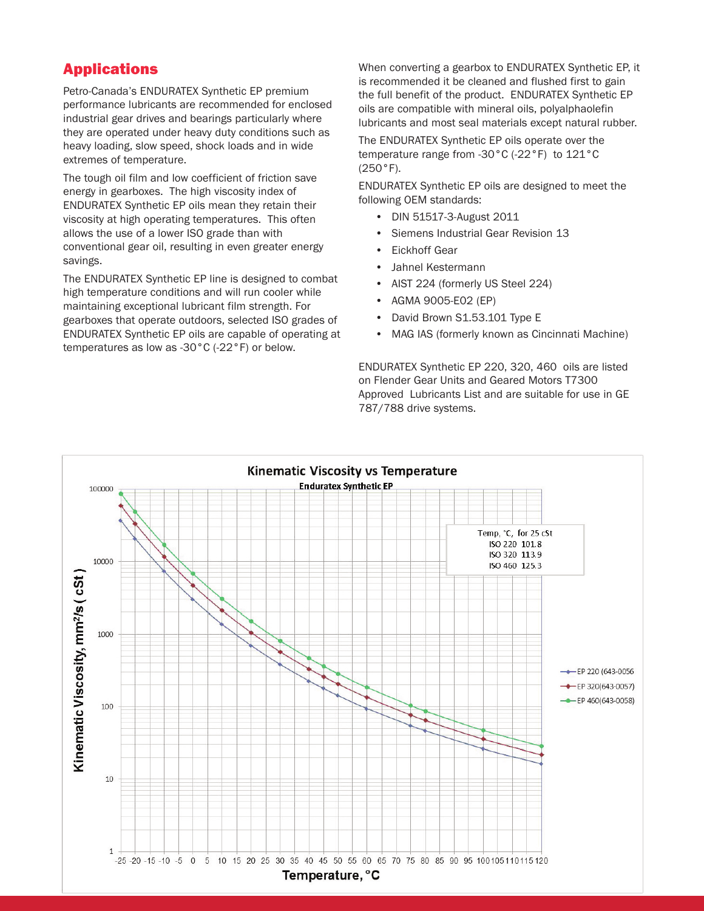## Applications

Petro-Canada's ENDURATEX Synthetic EP premium performance lubricants are recommended for enclosed industrial gear drives and bearings particularly where they are operated under heavy duty conditions such as heavy loading, slow speed, shock loads and in wide extremes of temperature.

The tough oil film and low coefficient of friction save energy in gearboxes. The high viscosity index of ENDURATEX Synthetic EP oils mean they retain their viscosity at high operating temperatures. This often allows the use of a lower ISO grade than with conventional gear oil, resulting in even greater energy savings.

The ENDURATEX Synthetic EP line is designed to combat high temperature conditions and will run cooler while maintaining exceptional lubricant film strength. For gearboxes that operate outdoors, selected ISO grades of ENDURATEX Synthetic EP oils are capable of operating at temperatures as low as -30°C (-22°F) or below.

When converting a gearbox to ENDURATEX Synthetic EP, it is recommended it be cleaned and flushed first to gain the full benefit of the product. ENDURATEX Synthetic EP oils are compatible with mineral oils, polyalphaolefin lubricants and most seal materials except natural rubber.

The ENDURATEX Synthetic EP oils operate over the temperature range from -30°C (-22°F) to 121°C (250°F).

ENDURATEX Synthetic EP oils are designed to meet the following OEM standards:

- DIN 51517-3-August 2011
- Siemens Industrial Gear Revision 13
- Eickhoff Gear
- Jahnel Kestermann
- AIST 224 (formerly US Steel 224)
- AGMA 9005-E02 (EP)
- David Brown S1.53.101 Type E
- MAG IAS (formerly known as Cincinnati Machine)

ENDURATEX Synthetic EP 220, 320, 460 oils are listed on Flender Gear Units and Geared Motors T7300 Approved Lubricants List and are suitable for use in GE 787/788 drive systems.

**Kinematic Viscosity vs Temperature**

**Enduratex Synthetic EP**

| Temp, °C, for 25 cSt | |
|---|---|
| ISO 220 | 101.8 |
| ISO 320 | 113.9 |
| ISO 460 | 125.3 |

Kinematic Viscosity, mm²/s ( cSt ) vs Temperature, °C

- EP 220 (643-0056
- EP 320(643-0057)
- EP 460(643-0058)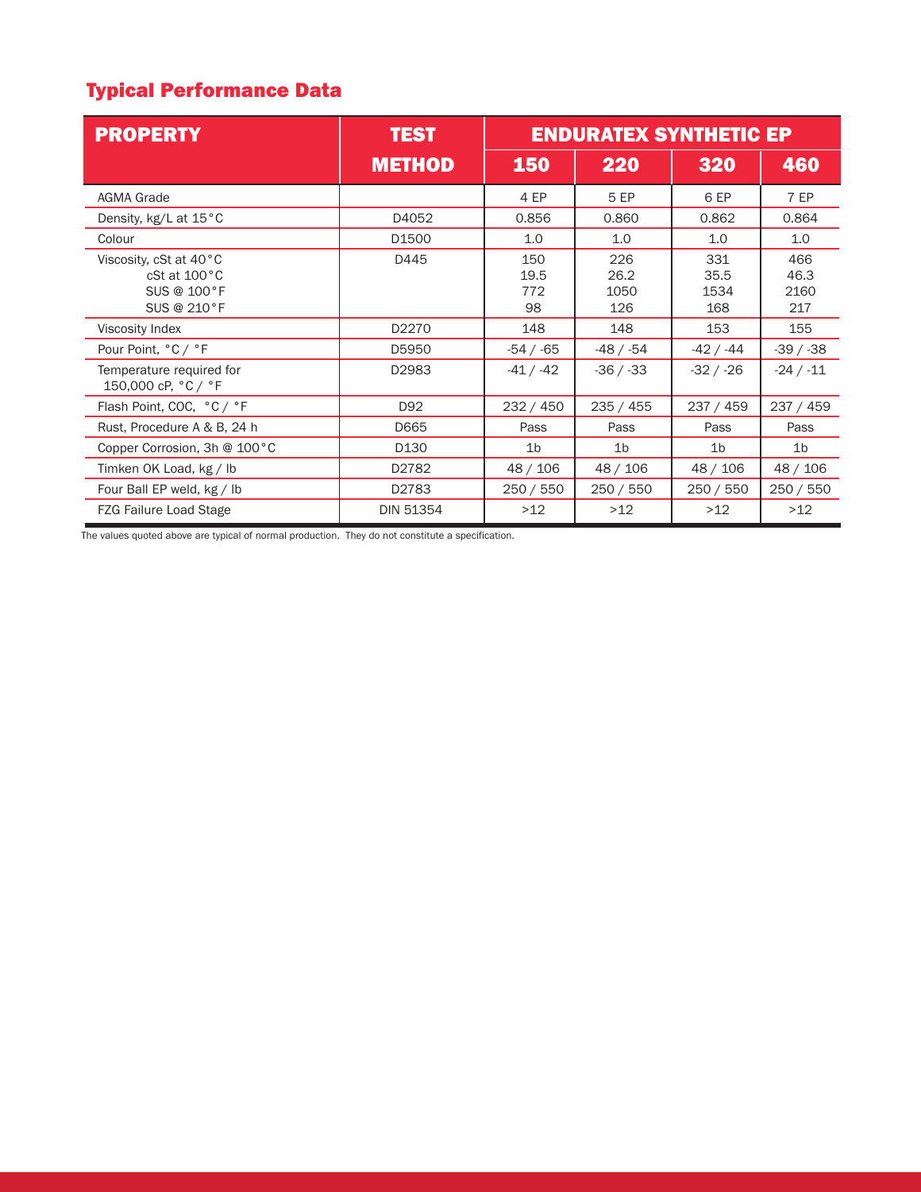## Typical Performance Data

| PROPERTY | TEST METHOD | ENDURATEX SYNTHETIC EP | | | |
|---|---|---|---|---|---|
| | | 150 | 220 | 320 | 460 |
| AGMA Grade | | 4 EP | 5 EP | 6 EP | 7 EP |
| Density, kg/L at 15°C | D4052 | 0.856 | 0.860 | 0.862 | 0.864 |
| Colour | D1500 | 1.0 | 1.0 | 1.0 | 1.0 |
| Viscosity, cSt at 40°C<br>cSt at 100°C<br>SUS @ 100°F<br>SUS @ 210°F | D445 | 150<br>19.5<br>772<br>98 | 226<br>26.2<br>1050<br>126 | 331<br>35.5<br>1534<br>168 | 466<br>46.3<br>2160<br>217 |
| Viscosity Index | D2270 | 148 | 148 | 153 | 155 |
| Pour Point, °C / °F | D5950 | -54 / -65 | -48 / -54 | -42 / -44 | -39 / -38 |
| Temperature required for 150,000 cP, °C / °F | D2983 | -41 / -42 | -36 / -33 | -32 / -26 | -24 / -11 |
| Flash Point, COC, °C / °F | D92 | 232 / 450 | 235 / 455 | 237 / 459 | 237 / 459 |
| Rust, Procedure A & B, 24 h | D665 | Pass | Pass | Pass | Pass |
| Copper Corrosion, 3h @ 100°C | D130 | 1b | 1b | 1b | 1b |
| Timken OK Load, kg / lb | D2782 | 48 / 106 | 48 / 106 | 48 / 106 | 48 / 106 |
| Four Ball EP weld, kg / lb | D2783 | 250 / 550 | 250 / 550 | 250 / 550 | 250 / 550 |
| FZG Failure Load Stage | DIN 51354 | >12 | >12 | >12 | >12 |

The values quoted above are typical of normal production. They do not constitute a specification.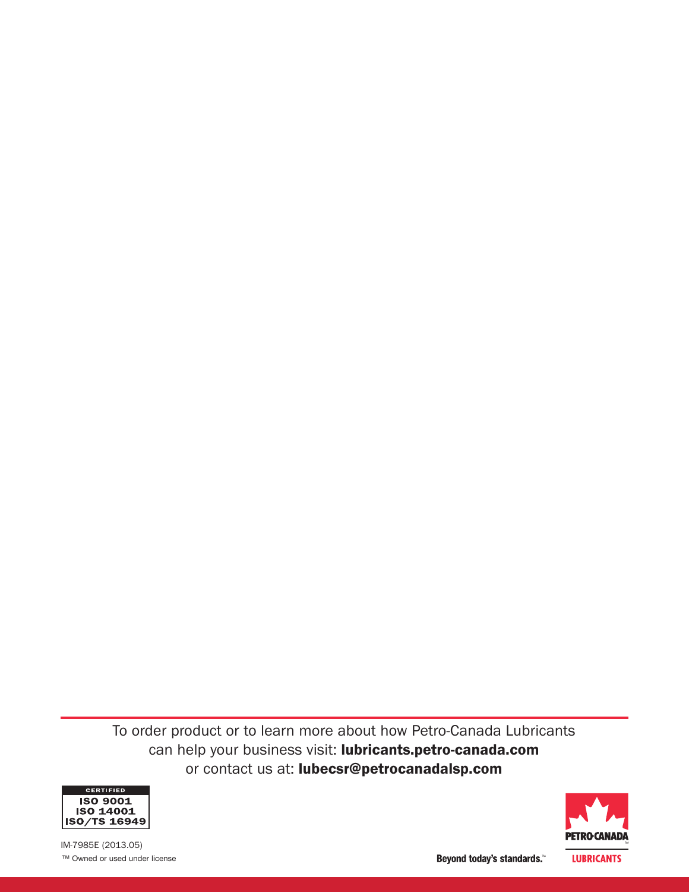To order product or to learn more about how Petro-Canada Lubricants can help your business visit: **lubricants.petro-canada.com** or contact us at: **lubecsr@petrocanadalsp.com**

CERTIFIED
ISO 9001
ISO 14001
ISO/TS 16949

IM-7985E (2013.05)

™ Owned or used under license

Beyond today's standards.™

PETRO-CANADA

LUBRICANTS